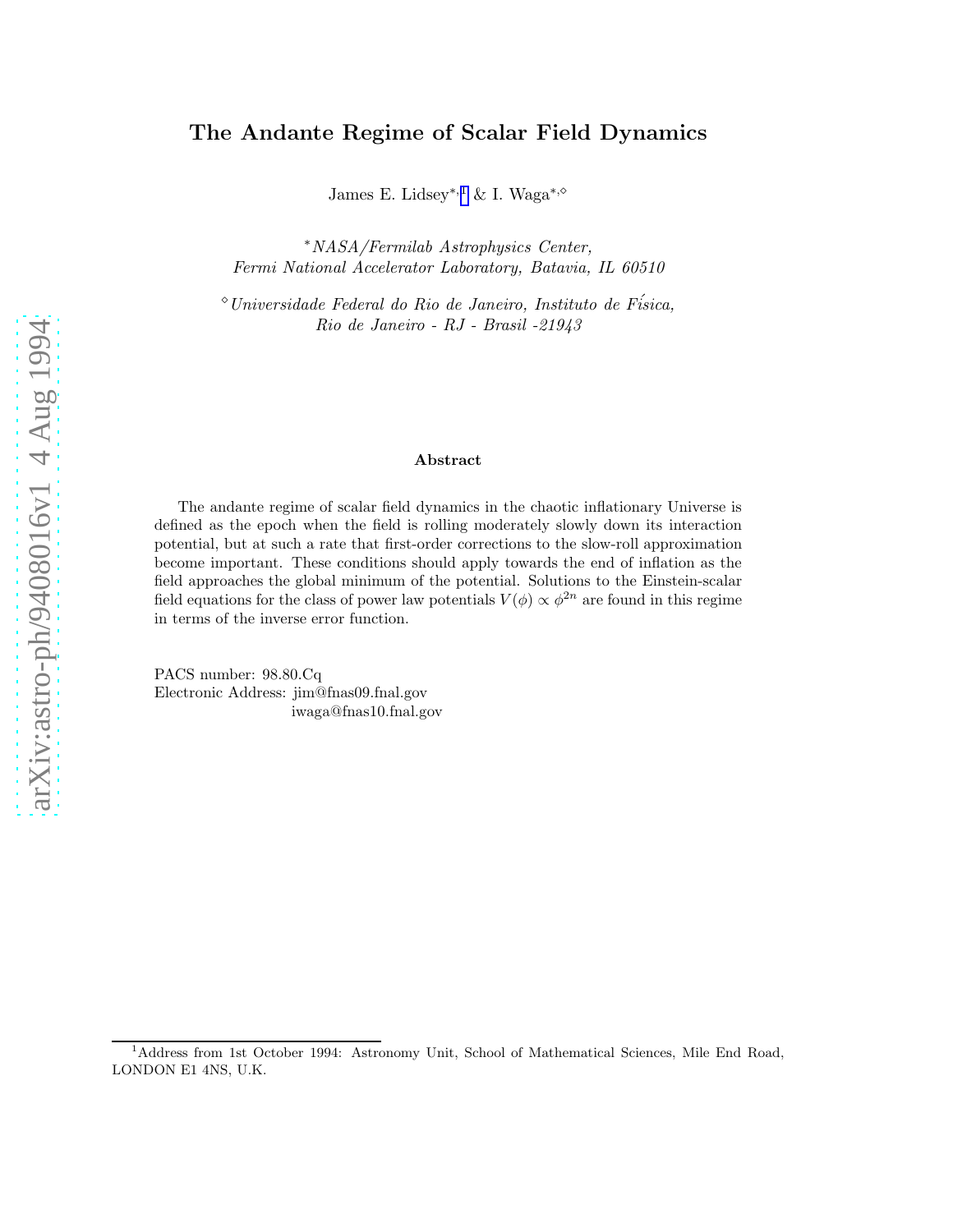# The Andante Regime of Scalar Field Dynamics

James E. Lidsey*,[1] & I. Waga*,◇

*NASA/Fermilab Astrophysics Center,
Fermi National Accelerator Laboratory, Batavia, IL 60510*

◇*Universidade Federal do Rio de Janeiro, Instituto de Físíca,
Rio de Janeiro - RJ - Brasil -21943*

### Abstract

The andante regime of scalar field dynamics in the chaotic inflationary Universe is defined as the epoch when the field is rolling moderately slowly down its interaction potential, but at such a rate that first-order corrections to the slow-roll approximation become important. These conditions should apply towards the end of inflation as the field approaches the global minimum of the potential. Solutions to the Einstein-scalar field equations for the class of power law potentials $V(\phi) \propto \phi^{2n}$ are found in this regime in terms of the inverse error function.

PACS number: 98.80.Cq
Electronic Address: jim@fnas09.fnal.gov
iwaga@fnas10.fnal.gov

[1] Address from 1st October 1994: Astronomy Unit, School of Mathematical Sciences, Mile End Road, LONDON E1 4NS, U.K.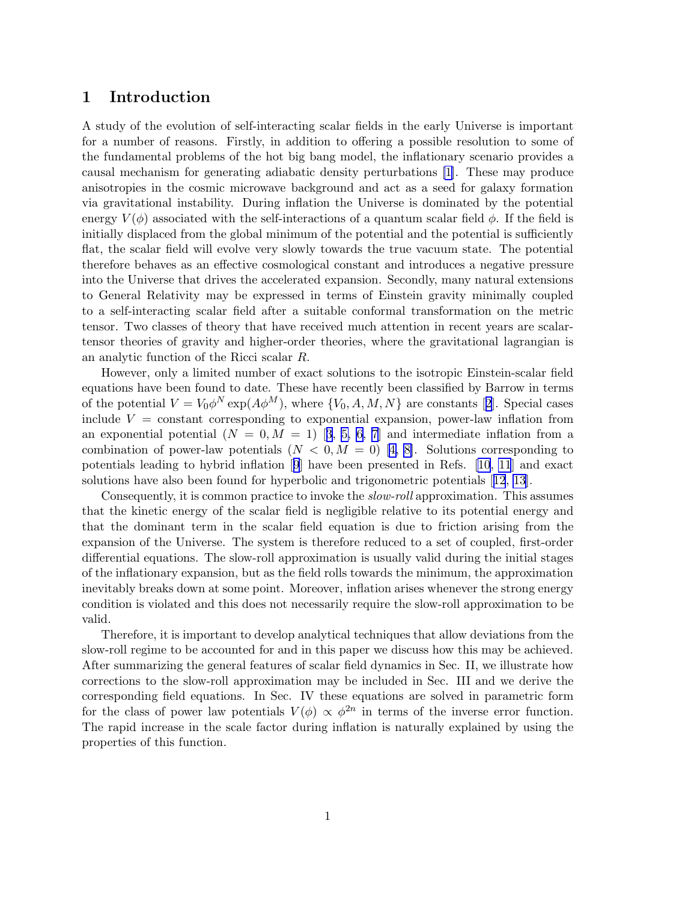# 1 Introduction

A study of the evolution of self-interacting scalar fields in the early Universe is important for a number of reasons. Firstly, in addition to offering a possible resolution to some of the fundamental problems of the hot big bang model, the inflationary scenario provides a causal mechanism for generating adiabatic density perturbations [1]. These may produce anisotropies in the cosmic microwave background and act as a seed for galaxy formation via gravitational instability. During inflation the Universe is dominated by the potential energy $V(\phi)$ associated with the self-interactions of a quantum scalar field $\phi$. If the field is initially displaced from the global minimum of the potential and the potential is sufficiently flat, the scalar field will evolve very slowly towards the true vacuum state. The potential therefore behaves as an effective cosmological constant and introduces a negative pressure into the Universe that drives the accelerated expansion. Secondly, many natural extensions to General Relativity may be expressed in terms of Einstein gravity minimally coupled to a self-interacting scalar field after a suitable conformal transformation on the metric tensor. Two classes of theory that have received much attention in recent years are scalar-tensor theories of gravity and higher-order theories, where the gravitational lagrangian is an analytic function of the Ricci scalar $R$.

However, only a limited number of exact solutions to the isotropic Einstein-scalar field equations have been found to date. These have recently been classified by Barrow in terms of the potential $V = V_0\phi^N \exp(A\phi^M)$, where $\{V_0, A, M, N\}$ are constants [2]. Special cases include $V =$ constant corresponding to exponential expansion, power-law inflation from an exponential potential ($N = 0, M = 1$) [3, 5, 6, 7] and intermediate inflation from a combination of power-law potentials ($N < 0, M = 0$) [4, 8]. Solutions corresponding to potentials leading to hybrid inflation [9] have been presented in Refs. [10, 11] and exact solutions have also been found for hyperbolic and trigonometric potentials [12, 13].

Consequently, it is common practice to invoke the *slow-roll* approximation. This assumes that the kinetic energy of the scalar field is negligible relative to its potential energy and that the dominant term in the scalar field equation is due to friction arising from the expansion of the Universe. The system is therefore reduced to a set of coupled, first-order differential equations. The slow-roll approximation is usually valid during the initial stages of the inflationary expansion, but as the field rolls towards the minimum, the approximation inevitably breaks down at some point. Moreover, inflation arises whenever the strong energy condition is violated and this does not necessarily require the slow-roll approximation to be valid.

Therefore, it is important to develop analytical techniques that allow deviations from the slow-roll regime to be accounted for and in this paper we discuss how this may be achieved. After summarizing the general features of scalar field dynamics in Sec. II, we illustrate how corrections to the slow-roll approximation may be included in Sec. III and we derive the corresponding field equations. In Sec. IV these equations are solved in parametric form for the class of power law potentials $V(\phi) \propto \phi^{2n}$ in terms of the inverse error function. The rapid increase in the scale factor during inflation is naturally explained by using the properties of this function.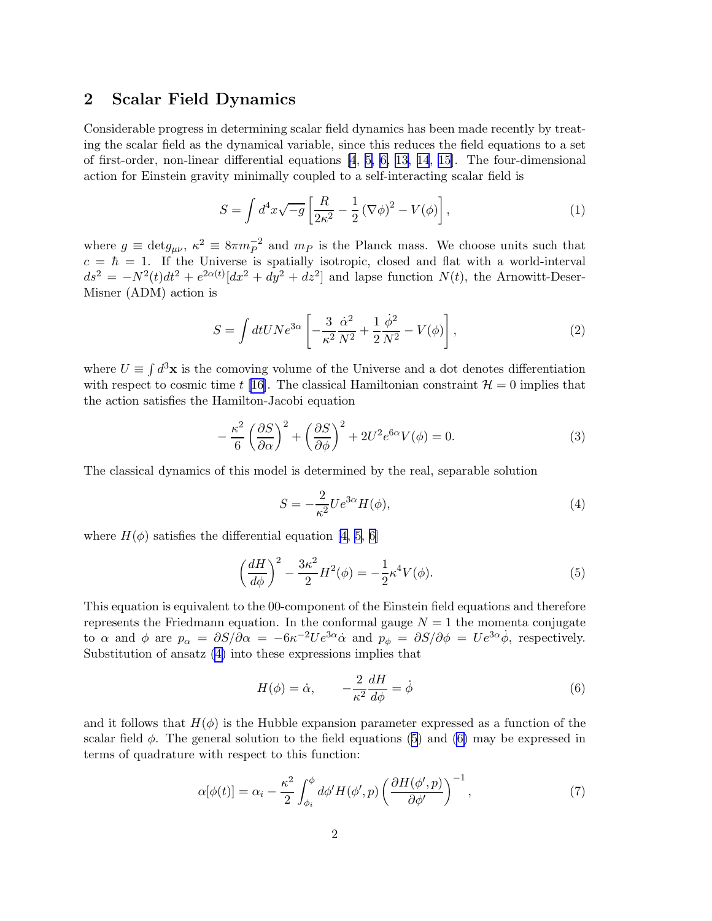## 2 Scalar Field Dynamics

Considerable progress in determining scalar field dynamics has been made recently by treating the scalar field as the dynamical variable, since this reduces the field equations to a set of first-order, non-linear differential equations [4, 5, 6, 13, 14, 15]. The four-dimensional action for Einstein gravity minimally coupled to a self-interacting scalar field is

$$S = \int d^4x \sqrt{-g} \left[ \frac{R}{2\kappa^2} - \frac{1}{2} (\nabla \phi)^2 - V(\phi) \right], \tag{1}$$

where $g \equiv \det g_{\mu\nu}$, $\kappa^2 \equiv 8\pi m_P^{-2}$ and $m_P$ is the Planck mass. We choose units such that $c = \hbar = 1$. If the Universe is spatially isotropic, closed and flat with a world-interval $ds^2 = -N^2(t)dt^2 + e^{2\alpha(t)}[dx^2 + dy^2 + dz^2]$ and lapse function $N(t)$, the Arnowitt-Deser-Misner (ADM) action is

$$S = \int dt U N e^{3\alpha} \left[ -\frac{3}{\kappa^2} \frac{\dot{\alpha}^2}{N^2} + \frac{1}{2} \frac{\dot{\phi}^2}{N^2} - V(\phi) \right], \tag{2}$$

where $U \equiv \int d^3\mathbf{x}$ is the comoving volume of the Universe and a dot denotes differentiation with respect to cosmic time $t$ [16]. The classical Hamiltonian constraint $\mathcal{H} = 0$ implies that the action satisfies the Hamilton-Jacobi equation

$$-\frac{\kappa^2}{6} \left( \frac{\partial S}{\partial \alpha} \right)^2 + \left( \frac{\partial S}{\partial \phi} \right)^2 + 2U^2 e^{6\alpha} V(\phi) = 0. \tag{3}$$

The classical dynamics of this model is determined by the real, separable solution

$$S = -\frac{2}{\kappa^2} U e^{3\alpha} H(\phi), \tag{4}$$

where $H(\phi)$ satisfies the differential equation [4, 5, 6]

$$\left( \frac{dH}{d\phi} \right)^2 - \frac{3\kappa^2}{2} H^2(\phi) = -\frac{1}{2} \kappa^4 V(\phi). \tag{5}$$

This equation is equivalent to the 00-component of the Einstein field equations and therefore represents the Friedmann equation. In the conformal gauge $N = 1$ the momenta conjugate to $\alpha$ and $\phi$ are $p_\alpha = \partial S / \partial \alpha = -6\kappa^{-2} U e^{3\alpha} \dot{\alpha}$ and $p_\phi = \partial S / \partial \phi = U e^{3\alpha} \dot{\phi}$, respectively. Substitution of ansatz (4) into these expressions implies that

$$H(\phi) = \dot{\alpha}, \qquad -\frac{2}{\kappa^2} \frac{dH}{d\phi} = \dot{\phi} \tag{6}$$

and it follows that $H(\phi)$ is the Hubble expansion parameter expressed as a function of the scalar field $\phi$. The general solution to the field equations (5) and (6) may be expressed in terms of quadrature with respect to this function:

$$\alpha[\phi(t)] = \alpha_i - \frac{\kappa^2}{2} \int_{\phi_i}^{\phi} d\phi' H(\phi', p) \left( \frac{\partial H(\phi', p)}{\partial \phi'} \right)^{-1}, \tag{7}$$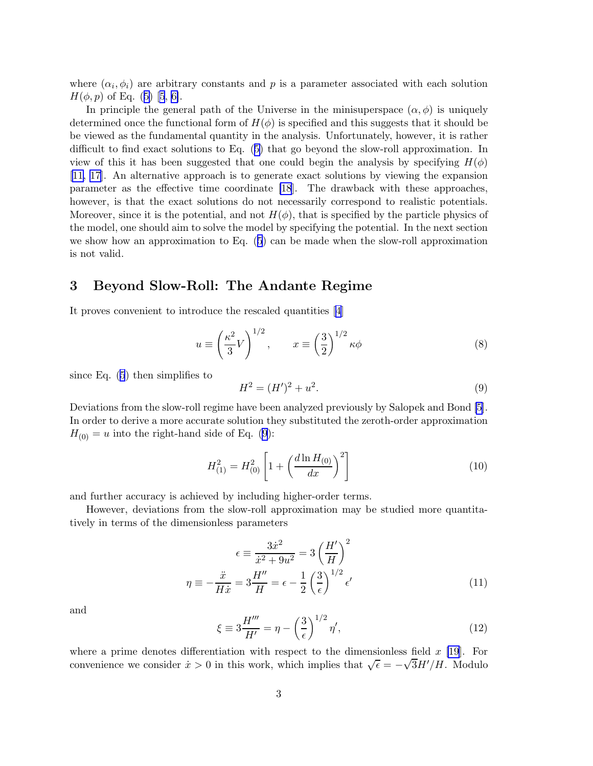where $(\alpha_i, \phi_i)$ are arbitrary constants and $p$ is a parameter associated with each solution $H(\phi, p)$ of Eq. (5) [5, 6].

In principle the general path of the Universe in the minisuperspace $(\alpha, \phi)$ is uniquely determined once the functional form of $H(\phi)$ is specified and this suggests that it should be be viewed as the fundamental quantity in the analysis. Unfortunately, however, it is rather difficult to find exact solutions to Eq. (5) that go beyond the slow-roll approximation. In view of this it has been suggested that one could begin the analysis by specifying $H(\phi)$ [11, 17]. An alternative approach is to generate exact solutions by viewing the expansion parameter as the effective time coordinate [18]. The drawback with these approaches, however, is that the exact solutions do not necessarily correspond to realistic potentials. Moreover, since it is the potential, and not $H(\phi)$, that is specified by the particle physics of the model, one should aim to solve the model by specifying the potential. In the next section we show how an approximation to Eq. (5) can be made when the slow-roll approximation is not valid.

## 3 Beyond Slow-Roll: The Andante Regime

It proves convenient to introduce the rescaled quantities [4]

$$u \equiv \left(\frac{\kappa^2}{3}V\right)^{1/2}, \qquad x \equiv \left(\frac{3}{2}\right)^{1/2}\kappa\phi \tag{8}$$

since Eq. (5) then simplifies to

$$H^2 = (H')^2 + u^2. \tag{9}$$

Deviations from the slow-roll regime have been analyzed previously by Salopek and Bond [5]. In order to derive a more accurate solution they substituted the zeroth-order approximation $H_{(0)} = u$ into the right-hand side of Eq. (9):

$$H^2_{(1)} = H^2_{(0)}\left[1 + \left(\frac{d\ln H_{(0)}}{dx}\right)^2\right] \tag{10}$$

and further accuracy is achieved by including higher-order terms.

However, deviations from the slow-roll approximation may be studied more quantitatively in terms of the dimensionless parameters

$$\begin{aligned}\epsilon &\equiv \frac{3\dot{x}^2}{\dot{x}^2 + 9u^2} = 3\left(\frac{H'}{H}\right)^2 \\ \eta &\equiv -\frac{\ddot{x}}{H\dot{x}} = 3\frac{H''}{H} = \epsilon - \frac{1}{2}\left(\frac{3}{\epsilon}\right)^{1/2}\epsilon'\end{aligned} \tag{11}$$

and

$$\xi \equiv 3\frac{H'''}{H'} = \eta - \left(\frac{3}{\epsilon}\right)^{1/2}\eta', \tag{12}$$

where a prime denotes differentiation with respect to the dimensionless field $x$ [19]. For convenience we consider $\dot{x} > 0$ in this work, which implies that $\sqrt{\epsilon} = -\sqrt{3}H'/H$. Modulo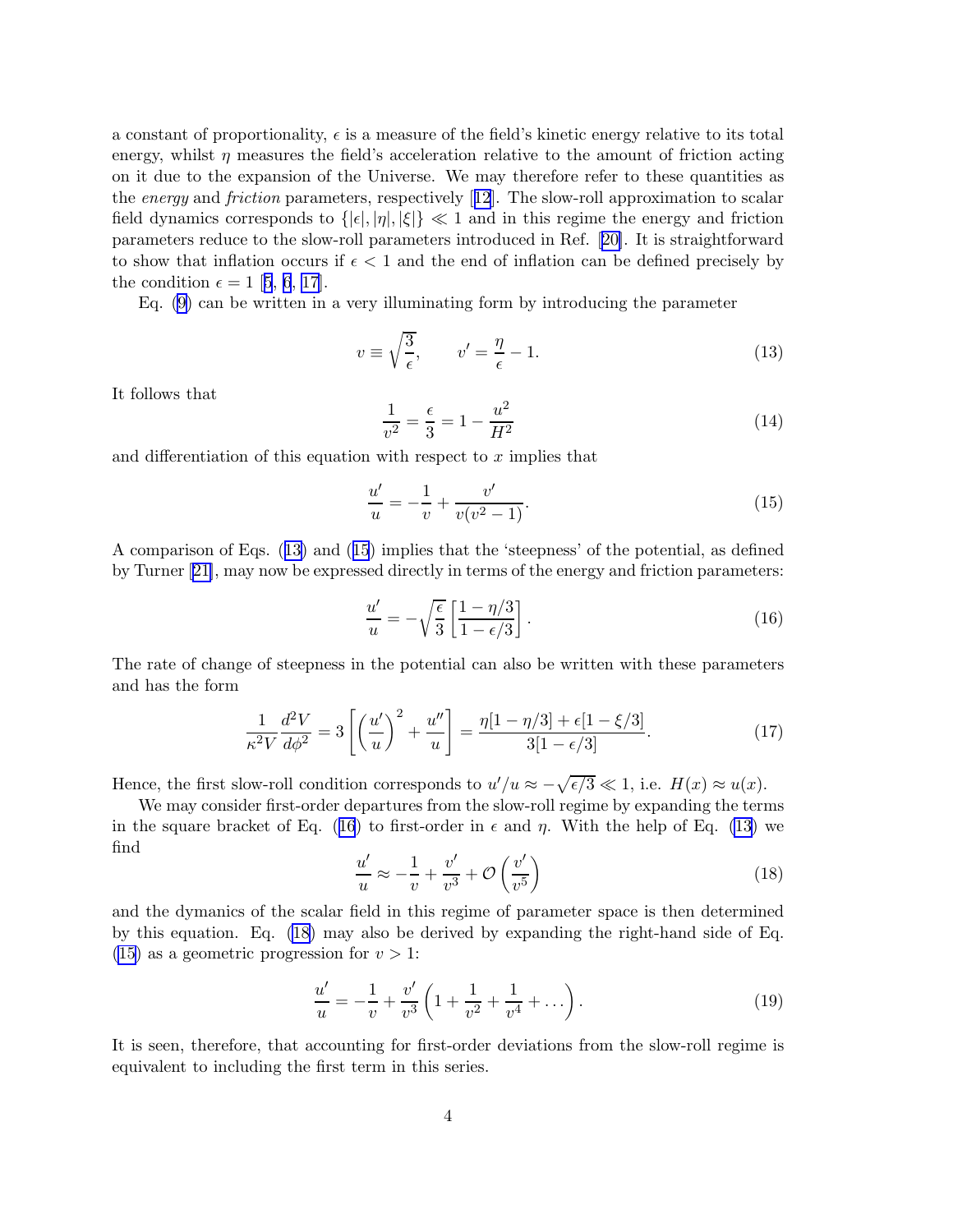a constant of proportionality, $\epsilon$ is a measure of the field's kinetic energy relative to its total energy, whilst $\eta$ measures the field's acceleration relative to the amount of friction acting on it due to the expansion of the Universe. We may therefore refer to these quantities as the *energy* and *friction* parameters, respectively [12]. The slow-roll approximation to scalar field dynamics corresponds to $\{|\epsilon|, |\eta|, |\xi|\} \ll 1$ and in this regime the energy and friction parameters reduce to the slow-roll parameters introduced in Ref. [20]. It is straightforward to show that inflation occurs if $\epsilon < 1$ and the end of inflation can be defined precisely by the condition $\epsilon = 1$ [5, 6, 17].

Eq. (9) can be written in a very illuminating form by introducing the parameter

$$v \equiv \sqrt{\frac{3}{\epsilon}}, \qquad v' = \frac{\eta}{\epsilon} - 1. \tag{13}$$

It follows that

$$\frac{1}{v^2} = \frac{\epsilon}{3} = 1 - \frac{u^2}{H^2} \tag{14}$$

and differentiation of this equation with respect to $x$ implies that

$$\frac{u'}{u} = -\frac{1}{v} + \frac{v'}{v(v^2-1)}. \tag{15}$$

A comparison of Eqs. (13) and (15) implies that the 'steepness' of the potential, as defined by Turner [21], may now be expressed directly in terms of the energy and friction parameters:

$$\frac{u'}{u} = -\sqrt{\frac{\epsilon}{3}}\left[\frac{1-\eta/3}{1-\epsilon/3}\right]. \tag{16}$$

The rate of change of steepness in the potential can also be written with these parameters and has the form

$$\frac{1}{\kappa^2 V}\frac{d^2V}{d\phi^2} = 3\left[\left(\frac{u'}{u}\right)^2 + \frac{u''}{u}\right] = \frac{\eta[1-\eta/3] + \epsilon[1-\xi/3]}{3[1-\epsilon/3]}. \tag{17}$$

Hence, the first slow-roll condition corresponds to $u'/u \approx -\sqrt{\epsilon/3} \ll 1$, i.e. $H(x) \approx u(x)$.

We may consider first-order departures from the slow-roll regime by expanding the terms in the square bracket of Eq. (16) to first-order in $\epsilon$ and $\eta$. With the help of Eq. (13) we find

$$\frac{u'}{u} \approx -\frac{1}{v} + \frac{v'}{v^3} + \mathcal{O}\left(\frac{v'}{v^5}\right) \tag{18}$$

and the dymanics of the scalar field in this regime of parameter space is then determined by this equation. Eq. (18) may also be derived by expanding the right-hand side of Eq. (15) as a geometric progression for $v > 1$:

$$\frac{u'}{u} = -\frac{1}{v} + \frac{v'}{v^3}\left(1 + \frac{1}{v^2} + \frac{1}{v^4} + \ldots\right). \tag{19}$$

It is seen, therefore, that accounting for first-order deviations from the slow-roll regime is equivalent to including the first term in this series.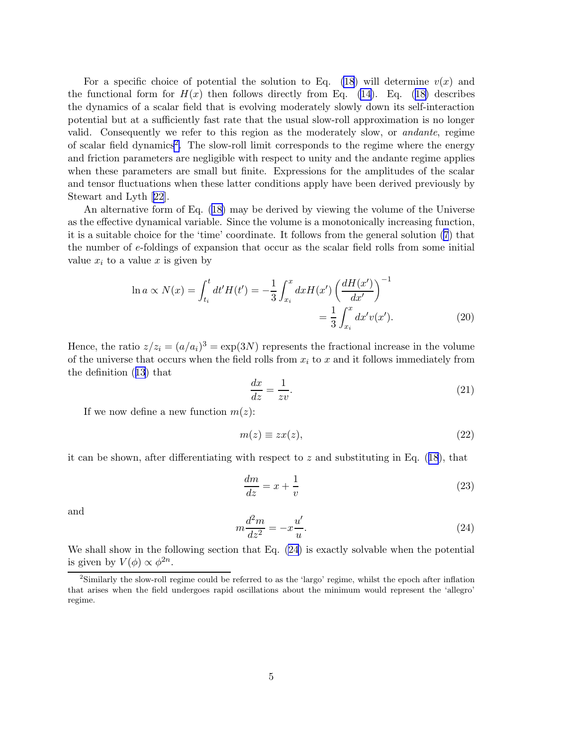For a specific choice of potential the solution to Eq. (18) will determine $v(x)$ and the functional form for $H(x)$ then follows directly from Eq. (14). Eq. (18) describes the dynamics of a scalar field that is evolving moderately slowly down its self-interaction potential but at a sufficiently fast rate that the usual slow-roll approximation is no longer valid. Consequently we refer to this region as the moderately slow, or *andante*, regime of scalar field dynamics[2]. The slow-roll limit corresponds to the regime where the energy and friction parameters are negligible with respect to unity and the andante regime applies when these parameters are small but finite. Expressions for the amplitudes of the scalar and tensor fluctuations when these latter conditions apply have been derived previously by Stewart and Lyth [22].

An alternative form of Eq. (18) may be derived by viewing the volume of the Universe as the effective dynamical variable. Since the volume is a monotonically increasing function, it is a suitable choice for the 'time' coordinate. It follows from the general solution (7) that the number of $e$-foldings of expansion that occur as the scalar field rolls from some initial value $x_i$ to a value $x$ is given by

$$\ln a \propto N(x) = \int_{t_i}^{t} dt' H(t') = -\frac{1}{3}\int_{x_i}^{x} dx H(x') \left(\frac{dH(x')}{dx'}\right)^{-1} = \frac{1}{3}\int_{x_i}^{x} dx' v(x'). \tag{20}$$

Hence, the ratio $z/z_i = (a/a_i)^3 = \exp(3N)$ represents the fractional increase in the volume of the universe that occurs when the field rolls from $x_i$ to $x$ and it follows immediately from the definition (13) that

$$\frac{dx}{dz} = \frac{1}{zv}. \tag{21}$$

If we now define a new function $m(z)$:

$$m(z) \equiv zx(z), \tag{22}$$

it can be shown, after differentiating with respect to $z$ and substituting in Eq. (18), that

$$\frac{dm}{dz} = x + \frac{1}{v} \tag{23}$$

and

$$m\frac{d^2m}{dz^2} = -x\frac{u'}{u}. \tag{24}$$

We shall show in the following section that Eq. (24) is exactly solvable when the potential is given by $V(\phi) \propto \phi^{2n}$.

[2] Similarly the slow-roll regime could be referred to as the 'largo' regime, whilst the epoch after inflation that arises when the field undergoes rapid oscillations about the minimum would represent the 'allegro' regime.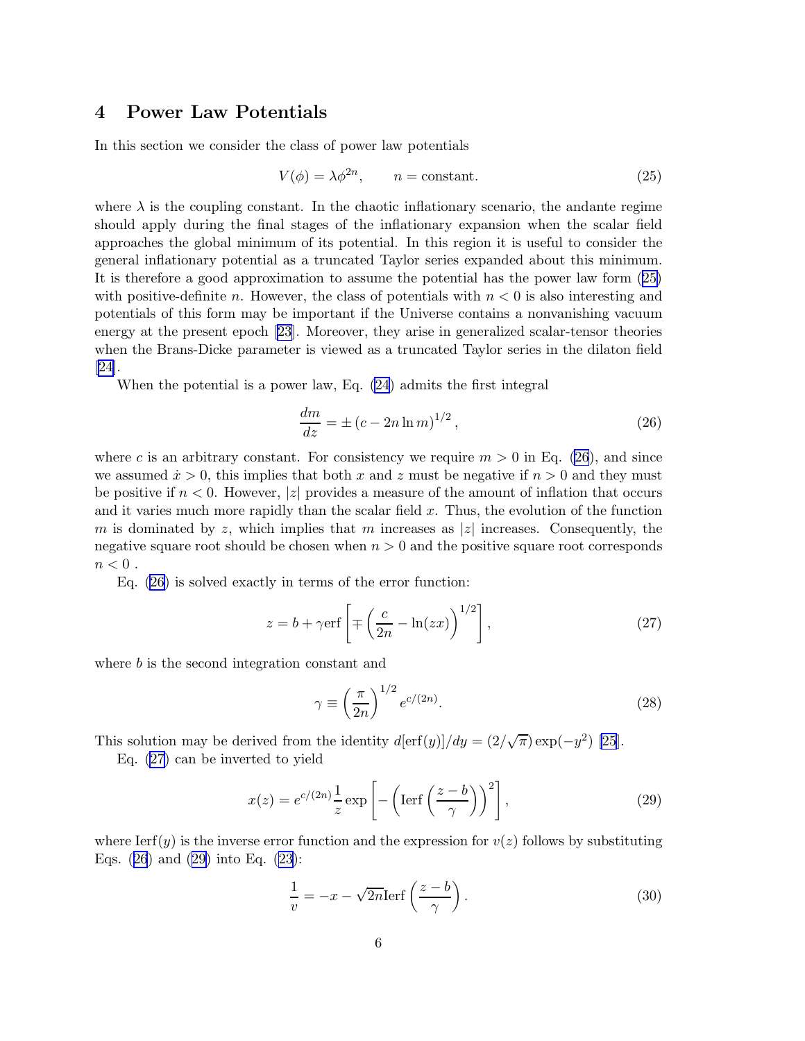## 4 Power Law Potentials

In this section we consider the class of power law potentials

$$V(\phi) = \lambda \phi^{2n}, \qquad n = \text{constant}. \tag{25}$$

where $\lambda$ is the coupling constant. In the chaotic inflationary scenario, the andante regime should apply during the final stages of the inflationary expansion when the scalar field approaches the global minimum of its potential. In this region it is useful to consider the general inflationary potential as a truncated Taylor series expanded about this minimum. It is therefore a good approximation to assume the potential has the power law form (25) with positive-definite $n$. However, the class of potentials with $n < 0$ is also interesting and potentials of this form may be important if the Universe contains a nonvanishing vacuum energy at the present epoch [23]. Moreover, they arise in generalized scalar-tensor theories when the Brans-Dicke parameter is viewed as a truncated Taylor series in the dilaton field [24].

When the potential is a power law, Eq. (24) admits the first integral

$$\frac{dm}{dz} = \pm \left( c - 2n \ln m \right)^{1/2}, \tag{26}$$

where $c$ is an arbitrary constant. For consistency we require $m > 0$ in Eq. (26), and since we assumed $\dot{x} > 0$, this implies that both $x$ and $z$ must be negative if $n > 0$ and they must be positive if $n < 0$. However, $|z|$ provides a measure of the amount of inflation that occurs and it varies much more rapidly than the scalar field $x$. Thus, the evolution of the function $m$ is dominated by $z$, which implies that $m$ increases as $|z|$ increases. Consequently, the negative square root should be chosen when $n > 0$ and the positive square root corresponds $n < 0$.

Eq. (26) is solved exactly in terms of the error function:

$$z = b + \gamma \text{erf} \left[ \mp \left( \frac{c}{2n} - \ln(zx) \right)^{1/2} \right], \tag{27}$$

where $b$ is the second integration constant and

$$\gamma \equiv \left( \frac{\pi}{2n} \right)^{1/2} e^{c/(2n)}. \tag{28}$$

This solution may be derived from the identity $d[\text{erf}(y)]/dy = (2/\sqrt{\pi}) \exp(-y^2)$ [25].

Eq. (27) can be inverted to yield

$$x(z) = e^{c/(2n)} \frac{1}{z} \exp \left[ - \left( \text{Ierf} \left( \frac{z-b}{\gamma} \right) \right)^2 \right], \tag{29}$$

where $\text{Ierf}(y)$ is the inverse error function and the expression for $v(z)$ follows by substituting Eqs. (26) and (29) into Eq. (23):

$$\frac{1}{v} = -x - \sqrt{2n} \text{Ierf} \left( \frac{z-b}{\gamma} \right). \tag{30}$$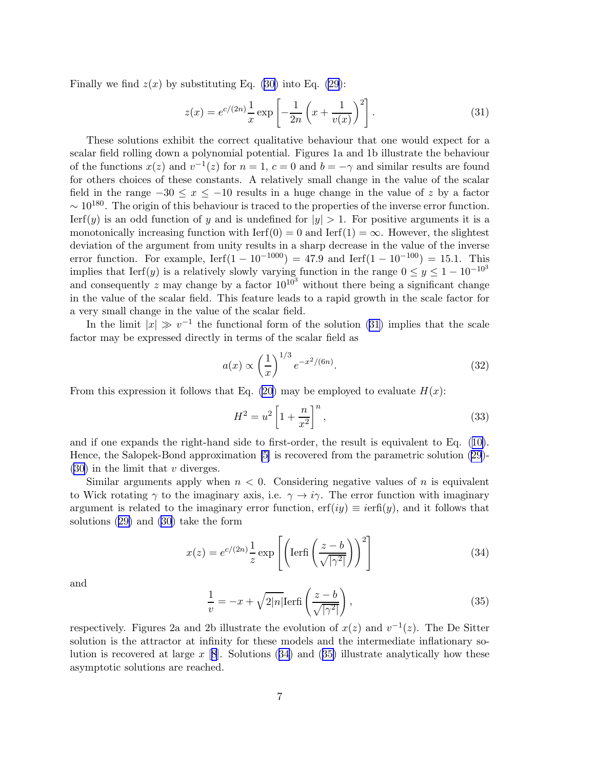Finally we find $z(x)$ by substituting Eq. (30) into Eq. (29):

$$z(x) = e^{c/(2n)} \frac{1}{x} \exp\left[-\frac{1}{2n}\left(x + \frac{1}{v(x)}\right)^2\right]. \tag{31}$$

These solutions exhibit the correct qualitative behaviour that one would expect for a scalar field rolling down a polynomial potential. Figures 1a and 1b illustrate the behaviour of the functions $x(z)$ and $v^{-1}(z)$ for $n = 1$, $c = 0$ and $b = -\gamma$ and similar results are found for others choices of these constants. A relatively small change in the value of the scalar field in the range $-30 \leq x \leq -10$ results in a huge change in the value of $z$ by a factor $\sim 10^{180}$. The origin of this behaviour is traced to the properties of the inverse error function. $\mathrm{Ierf}(y)$ is an odd function of $y$ and is undefined for $|y| > 1$. For positive arguments it is a monotonically increasing function with $\mathrm{Ierf}(0) = 0$ and $\mathrm{Ierf}(1) = \infty$. However, the slightest deviation of the argument from unity results in a sharp decrease in the value of the inverse error function. For example, $\mathrm{Ierf}(1 - 10^{-1000}) = 47.9$ and $\mathrm{Ierf}(1 - 10^{-100}) = 15.1$. This implies that $\mathrm{Ierf}(y)$ is a relatively slowly varying function in the range $0 \leq y \leq 1 - 10^{-10^3}$ and consequently $z$ may change by a factor $10^{10^3}$ without there being a significant change in the value of the scalar field. This feature leads to a rapid growth in the scale factor for a very small change in the value of the scalar field.

In the limit $|x| \gg v^{-1}$ the functional form of the solution (31) implies that the scale factor may be expressed directly in terms of the scalar field as

$$a(x) \propto \left(\frac{1}{x}\right)^{1/3} e^{-x^2/(6n)}. \tag{32}$$

From this expression it follows that Eq. (20) may be employed to evaluate $H(x)$:

$$H^2 = u^2 \left[1 + \frac{n}{x^2}\right]^n, \tag{33}$$

and if one expands the right-hand side to first-order, the result is equivalent to Eq. (10). Hence, the Salopek-Bond approximation [5] is recovered from the parametric solution (29)-(30) in the limit that $v$ diverges.

Similar arguments apply when $n < 0$. Considering negative values of $n$ is equivalent to Wick rotating $\gamma$ to the imaginary axis, i.e. $\gamma \to i\gamma$. The error function with imaginary argument is related to the imaginary error function, $\mathrm{erf}(iy) \equiv i\mathrm{erfi}(y)$, and it follows that solutions (29) and (30) take the form

$$x(z) = e^{c/(2n)} \frac{1}{z} \exp\left[\left(\mathrm{Ierfi}\left(\frac{z-b}{\sqrt{|\gamma^2|}}\right)\right)^2\right] \tag{34}$$

and

$$\frac{1}{v} = -x + \sqrt{2|n|}\,\mathrm{Ierfi}\left(\frac{z-b}{\sqrt{|\gamma^2|}}\right), \tag{35}$$

respectively. Figures 2a and 2b illustrate the evolution of $x(z)$ and $v^{-1}(z)$. The De Sitter solution is the attractor at infinity for these models and the intermediate inflationary solution is recovered at large $x$ [8]. Solutions (34) and (35) illustrate analytically how these asymptotic solutions are reached.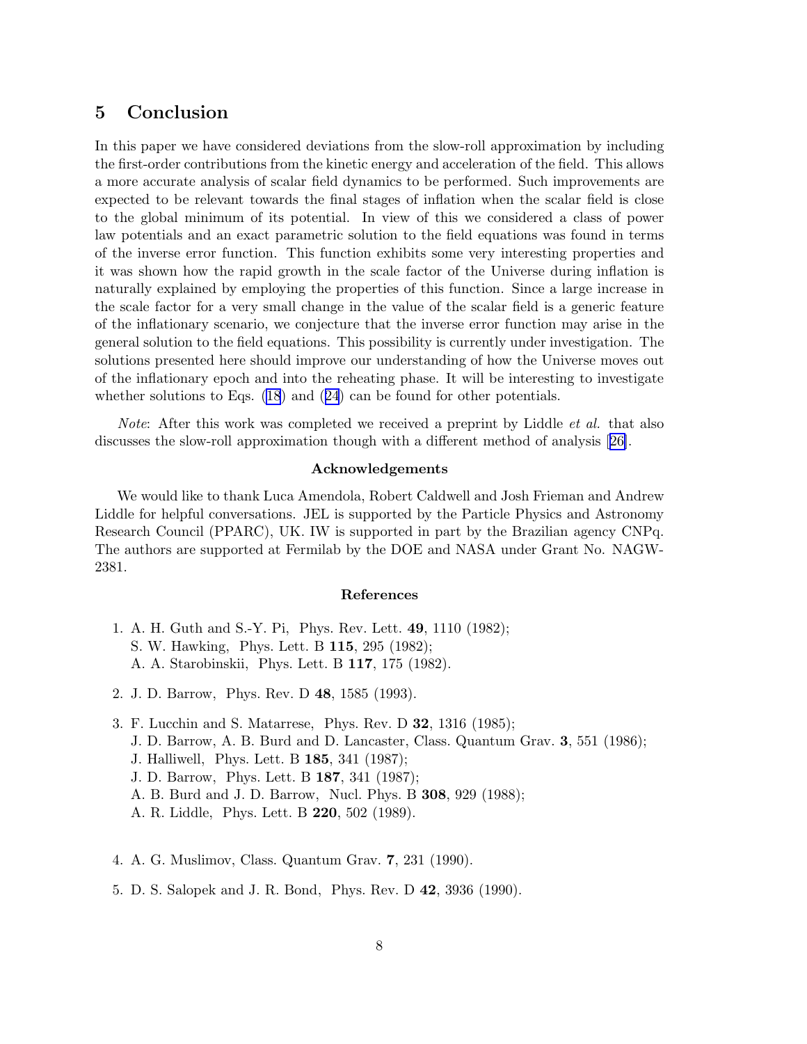## 5 Conclusion

In this paper we have considered deviations from the slow-roll approximation by including the first-order contributions from the kinetic energy and acceleration of the field. This allows a more accurate analysis of scalar field dynamics to be performed. Such improvements are expected to be relevant towards the final stages of inflation when the scalar field is close to the global minimum of its potential. In view of this we considered a class of power law potentials and an exact parametric solution to the field equations was found in terms of the inverse error function. This function exhibits some very interesting properties and it was shown how the rapid growth in the scale factor of the Universe during inflation is naturally explained by employing the properties of this function. Since a large increase in the scale factor for a very small change in the value of the scalar field is a generic feature of the inflationary scenario, we conjecture that the inverse error function may arise in the general solution to the field equations. This possibility is currently under investigation. The solutions presented here should improve our understanding of how the Universe moves out of the inflationary epoch and into the reheating phase. It will be interesting to investigate whether solutions to Eqs. (18) and (24) can be found for other potentials.

*Note*: After this work was completed we received a preprint by Liddle *et al.* that also discusses the slow-roll approximation though with a different method of analysis [26].

### Acknowledgements

We would like to thank Luca Amendola, Robert Caldwell and Josh Frieman and Andrew Liddle for helpful conversations. JEL is supported by the Particle Physics and Astronomy Research Council (PPARC), UK. IW is supported in part by the Brazilian agency CNPq. The authors are supported at Fermilab by the DOE and NASA under Grant No. NAGW-2381.

### References

1. A. H. Guth and S.-Y. Pi, Phys. Rev. Lett. **49**, 1110 (1982);
   S. W. Hawking, Phys. Lett. B **115**, 295 (1982);
   A. A. Starobinskii, Phys. Lett. B **117**, 175 (1982).

2. J. D. Barrow, Phys. Rev. D **48**, 1585 (1993).

3. F. Lucchin and S. Matarrese, Phys. Rev. D **32**, 1316 (1985);
   J. D. Barrow, A. B. Burd and D. Lancaster, Class. Quantum Grav. **3**, 551 (1986);
   J. Halliwell, Phys. Lett. B **185**, 341 (1987);
   J. D. Barrow, Phys. Lett. B **187**, 341 (1987);
   A. B. Burd and J. D. Barrow, Nucl. Phys. B **308**, 929 (1988);
   A. R. Liddle, Phys. Lett. B **220**, 502 (1989).

4. A. G. Muslimov, Class. Quantum Grav. **7**, 231 (1990).

5. D. S. Salopek and J. R. Bond, Phys. Rev. D **42**, 3936 (1990).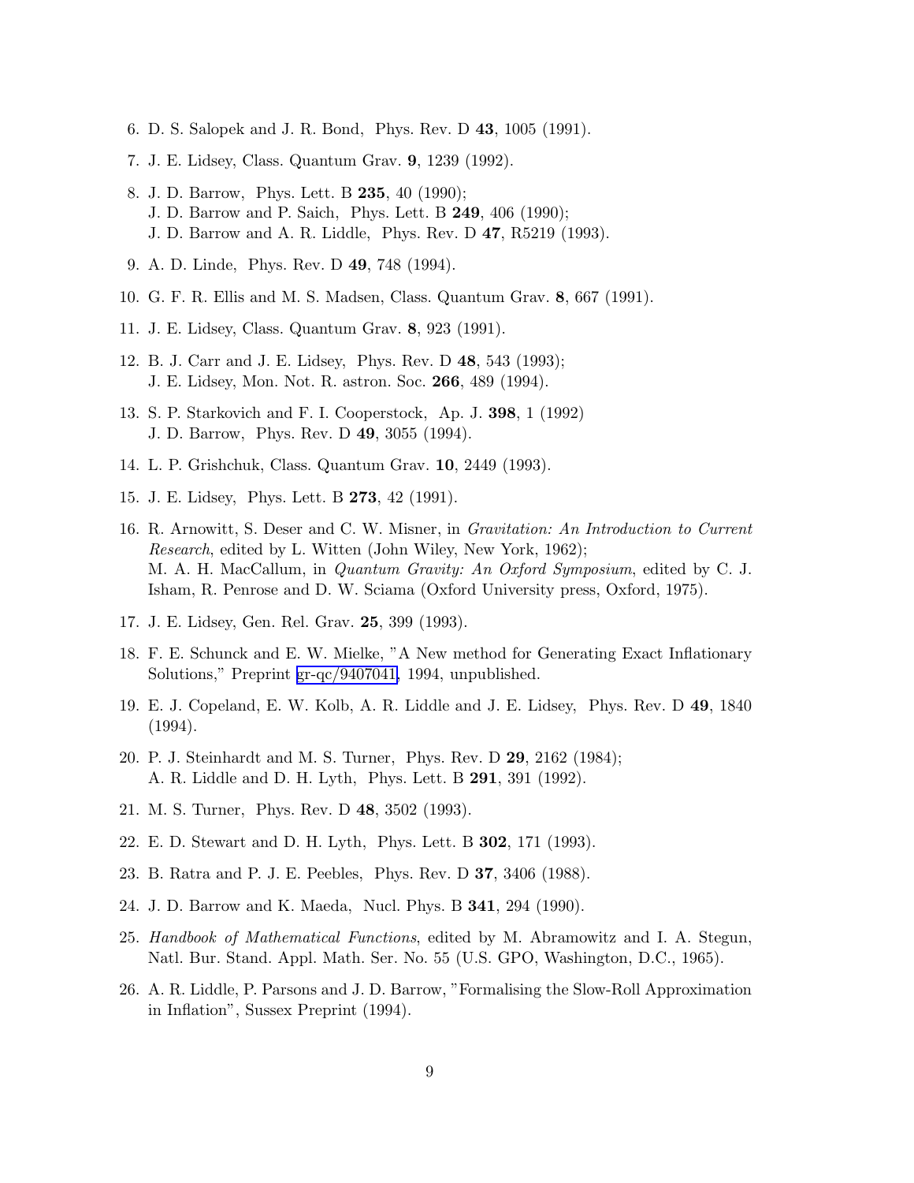6. D. S. Salopek and J. R. Bond, Phys. Rev. D **43**, 1005 (1991).

7. J. E. Lidsey, Class. Quantum Grav. **9**, 1239 (1992).

8. J. D. Barrow, Phys. Lett. B **235**, 40 (1990);
   J. D. Barrow and P. Saich, Phys. Lett. B **249**, 406 (1990);
   J. D. Barrow and A. R. Liddle, Phys. Rev. D **47**, R5219 (1993).

9. A. D. Linde, Phys. Rev. D **49**, 748 (1994).

10. G. F. R. Ellis and M. S. Madsen, Class. Quantum Grav. **8**, 667 (1991).

11. J. E. Lidsey, Class. Quantum Grav. **8**, 923 (1991).

12. B. J. Carr and J. E. Lidsey, Phys. Rev. D **48**, 543 (1993);
    J. E. Lidsey, Mon. Not. R. astron. Soc. **266**, 489 (1994).

13. S. P. Starkovich and F. I. Cooperstock, Ap. J. **398**, 1 (1992)
    J. D. Barrow, Phys. Rev. D **49**, 3055 (1994).

14. L. P. Grishchuk, Class. Quantum Grav. **10**, 2449 (1993).

15. J. E. Lidsey, Phys. Lett. B **273**, 42 (1991).

16. R. Arnowitt, S. Deser and C. W. Misner, in *Gravitation: An Introduction to Current Research*, edited by L. Witten (John Wiley, New York, 1962);
    M. A. H. MacCallum, in *Quantum Gravity: An Oxford Symposium*, edited by C. J. Isham, R. Penrose and D. W. Sciama (Oxford University press, Oxford, 1975).

17. J. E. Lidsey, Gen. Rel. Grav. **25**, 399 (1993).

18. F. E. Schunck and E. W. Mielke, "A New method for Generating Exact Inflationary Solutions," Preprint gr-qc/9407041, 1994, unpublished.

19. E. J. Copeland, E. W. Kolb, A. R. Liddle and J. E. Lidsey, Phys. Rev. D **49**, 1840 (1994).

20. P. J. Steinhardt and M. S. Turner, Phys. Rev. D **29**, 2162 (1984);
    A. R. Liddle and D. H. Lyth, Phys. Lett. B **291**, 391 (1992).

21. M. S. Turner, Phys. Rev. D **48**, 3502 (1993).

22. E. D. Stewart and D. H. Lyth, Phys. Lett. B **302**, 171 (1993).

23. B. Ratra and P. J. E. Peebles, Phys. Rev. D **37**, 3406 (1988).

24. J. D. Barrow and K. Maeda, Nucl. Phys. B **341**, 294 (1990).

25. *Handbook of Mathematical Functions*, edited by M. Abramowitz and I. A. Stegun, Natl. Bur. Stand. Appl. Math. Ser. No. 55 (U.S. GPO, Washington, D.C., 1965).

26. A. R. Liddle, P. Parsons and J. D. Barrow, "Formalising the Slow-Roll Approximation in Inflation", Sussex Preprint (1994).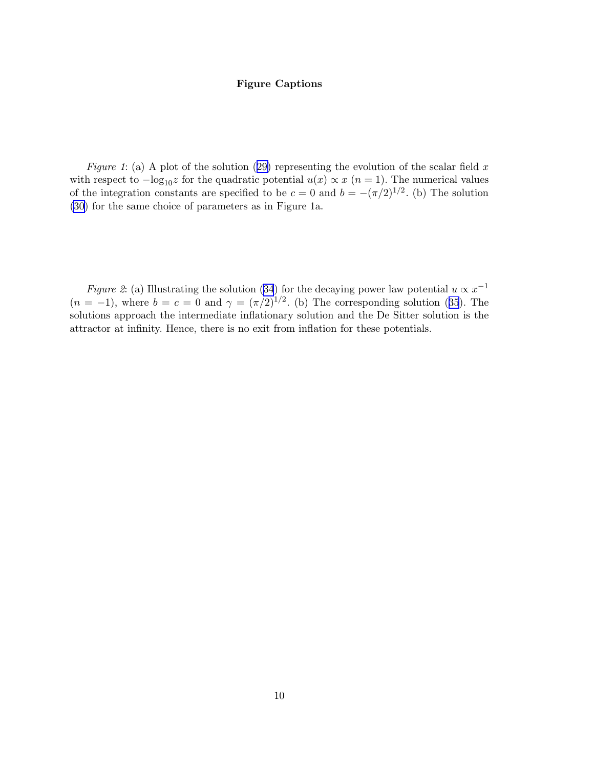# Figure Captions

*Figure 1*: (a) A plot of the solution (29) representing the evolution of the scalar field $x$ with respect to $-\log_{10} z$ for the quadratic potential $u(x) \propto x$ ($n = 1$). The numerical values of the integration constants are specified to be $c = 0$ and $b = -(\pi/2)^{1/2}$. (b) The solution (30) for the same choice of parameters as in Figure 1a.

*Figure 2*: (a) Illustrating the solution (34) for the decaying power law potential $u \propto x^{-1}$ ($n = -1$), where $b = c = 0$ and $\gamma = (\pi/2)^{1/2}$. (b) The corresponding solution (35). The solutions approach the intermediate inflationary solution and the De Sitter solution is the attractor at infinity. Hence, there is no exit from inflation for these potentials.